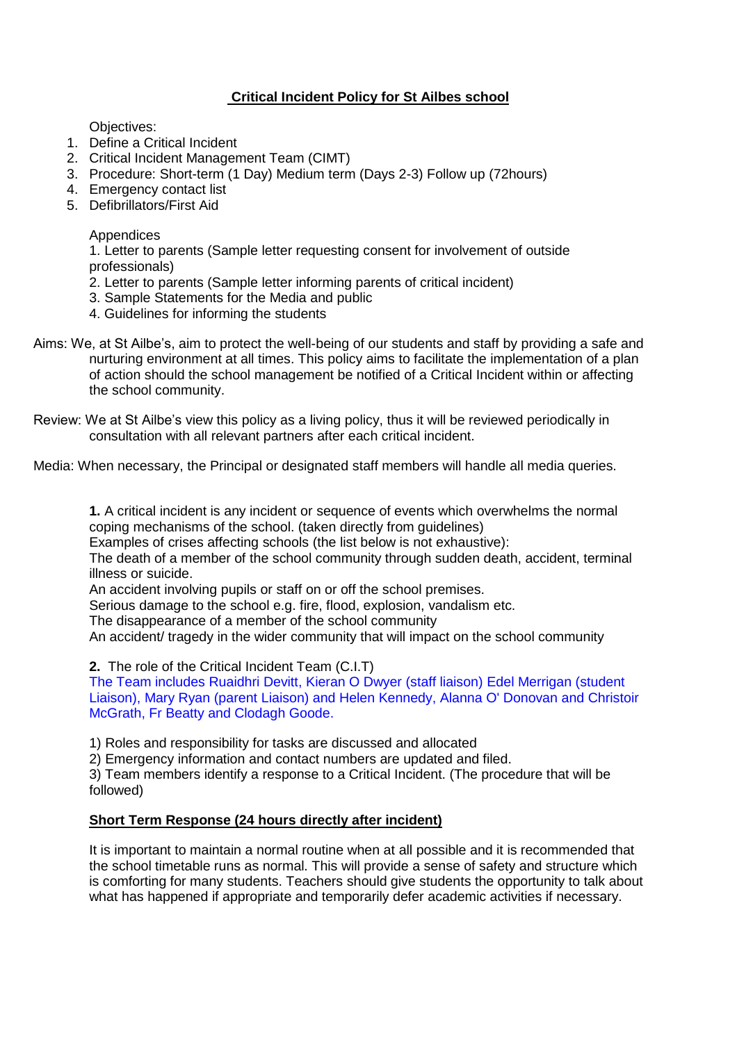# Critical Incident Policy for St Ailbes school

Objectives:

1. Define a Critical Incident
2. Critical Incident Management Team (CIMT)
3. Procedure: Short-term (1 Day) Medium term (Days 2-3) Follow up (72hours)
4. Emergency contact list
5. Defibrillators/First Aid

Appendices

1. Letter to parents (Sample letter requesting consent for involvement of outside professionals)
2. Letter to parents (Sample letter informing parents of critical incident)
3. Sample Statements for the Media and public
4. Guidelines for informing the students

Aims: We, at St Ailbe's, aim to protect the well-being of our students and staff by providing a safe and nurturing environment at all times. This policy aims to facilitate the implementation of a plan of action should the school management be notified of a Critical Incident within or affecting the school community.

Review: We at St Ailbe's view this policy as a living policy, thus it will be reviewed periodically in consultation with all relevant partners after each critical incident.

Media: When necessary, the Principal or designated staff members will handle all media queries.

**1.** A critical incident is any incident or sequence of events which overwhelms the normal coping mechanisms of the school. (taken directly from guidelines)

Examples of crises affecting schools (the list below is not exhaustive):

The death of a member of the school community through sudden death, accident, terminal illness or suicide.

An accident involving pupils or staff on or off the school premises.

Serious damage to the school e.g. fire, flood, explosion, vandalism etc.

The disappearance of a member of the school community

An accident/ tragedy in the wider community that will impact on the school community

**2.** The role of the Critical Incident Team (C.I.T)

The Team includes Ruaidhri Devitt, Kieran O Dwyer (staff liaison) Edel Merrigan (student Liaison), Mary Ryan (parent Liaison) and Helen Kennedy, Alanna O' Donovan and Christoir McGrath, Fr Beatty and Clodagh Goode.

1) Roles and responsibility for tasks are discussed and allocated
2) Emergency information and contact numbers are updated and filed.
3) Team members identify a response to a Critical Incident. (The procedure that will be followed)

## Short Term Response (24 hours directly after incident)

It is important to maintain a normal routine when at all possible and it is recommended that the school timetable runs as normal. This will provide a sense of safety and structure which is comforting for many students. Teachers should give students the opportunity to talk about what has happened if appropriate and temporarily defer academic activities if necessary.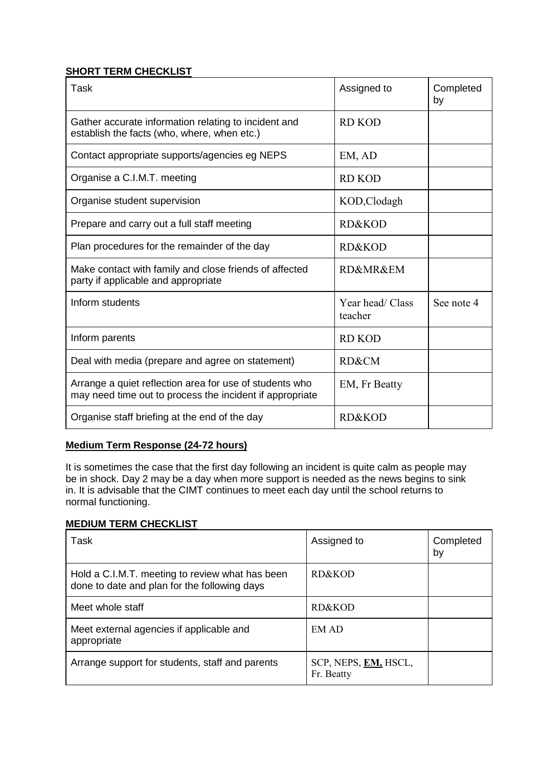**SHORT TERM CHECKLIST**

| Task | Assigned to | Completed by |
|---|---|---|
| Gather accurate information relating to incident and establish the facts (who, where, when etc.) | RD KOD | |
| Contact appropriate supports/agencies eg NEPS | EM, AD | |
| Organise a C.I.M.T. meeting | RD KOD | |
| Organise student supervision | KOD,Clodagh | |
| Prepare and carry out a full staff meeting | RD&KOD | |
| Plan procedures for the remainder of the day | RD&KOD | |
| Make contact with family and close friends of affected party if applicable and appropriate | RD&MR&EM | |
| Inform students | Year head/ Class teacher | See note 4 |
| Inform parents | RD KOD | |
| Deal with media (prepare and agree on statement) | RD&CM | |
| Arrange a quiet reflection area for use of students who may need time out to process the incident if appropriate | EM, Fr Beatty | |
| Organise staff briefing at the end of the day | RD&KOD | |

**Medium Term Response (24-72 hours)**

It is sometimes the case that the first day following an incident is quite calm as people may be in shock. Day 2 may be a day when more support is needed as the news begins to sink in. It is advisable that the CIMT continues to meet each day until the school returns to normal functioning.

**MEDIUM TERM CHECKLIST**

| Task | Assigned to | Completed by |
|---|---|---|
| Hold a C.I.M.T. meeting to review what has been done to date and plan for the following days | RD&KOD | |
| Meet whole staff | RD&KOD | |
| Meet external agencies if applicable and appropriate | EM AD | |
| Arrange support for students, staff and parents | SCP, NEPS, **EM,** HSCL, Fr. Beatty | |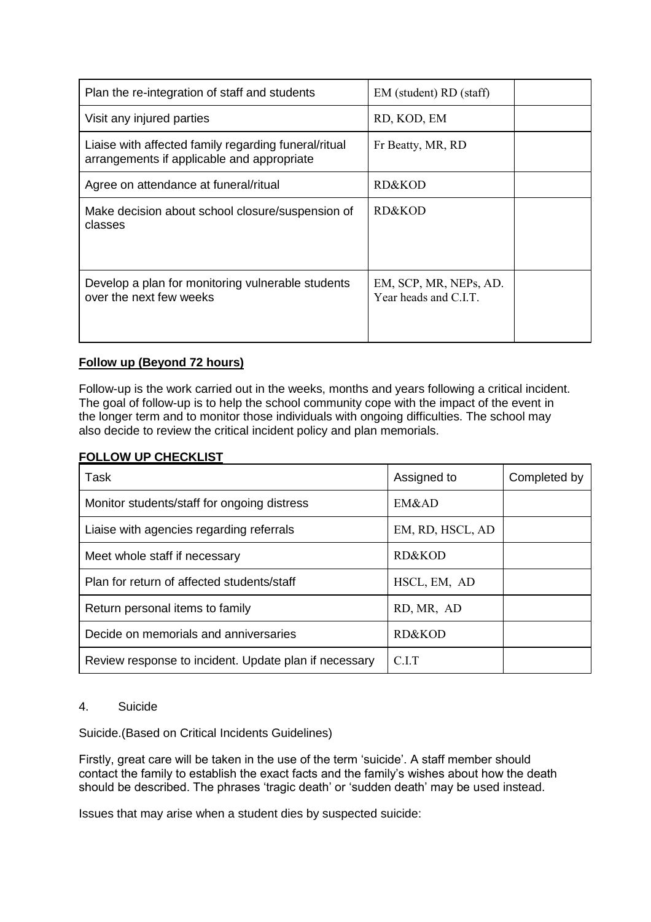| | | |
|---|---|---|
| Plan the re-integration of staff and students | EM (student) RD (staff) | |
| Visit any injured parties | RD, KOD, EM | |
| Liaise with affected family regarding funeral/ritual arrangements if applicable and appropriate | Fr Beatty, MR, RD | |
| Agree on attendance at funeral/ritual | RD&KOD | |
| Make decision about school closure/suspension of classes | RD&KOD | |
| Develop a plan for monitoring vulnerable students over the next few weeks | EM, SCP, MR, NEPs, AD. Year heads and C.I.T. | |

**Follow up (Beyond 72 hours)**

Follow-up is the work carried out in the weeks, months and years following a critical incident. The goal of follow-up is to help the school community cope with the impact of the event in the longer term and to monitor those individuals with ongoing difficulties. The school may also decide to review the critical incident policy and plan memorials.

**FOLLOW UP CHECKLIST**

| Task | Assigned to | Completed by |
|---|---|---|
| Monitor students/staff for ongoing distress | EM&AD | |
| Liaise with agencies regarding referrals | EM, RD, HSCL, AD | |
| Meet whole staff if necessary | RD&KOD | |
| Plan for return of affected students/staff | HSCL, EM, AD | |
| Return personal items to family | RD, MR, AD | |
| Decide on memorials and anniversaries | RD&KOD | |
| Review response to incident. Update plan if necessary | C.I.T | |

4. Suicide

Suicide.(Based on Critical Incidents Guidelines)

Firstly, great care will be taken in the use of the term 'suicide'. A staff member should contact the family to establish the exact facts and the family's wishes about how the death should be described. The phrases 'tragic death' or 'sudden death' may be used instead.

Issues that may arise when a student dies by suspected suicide: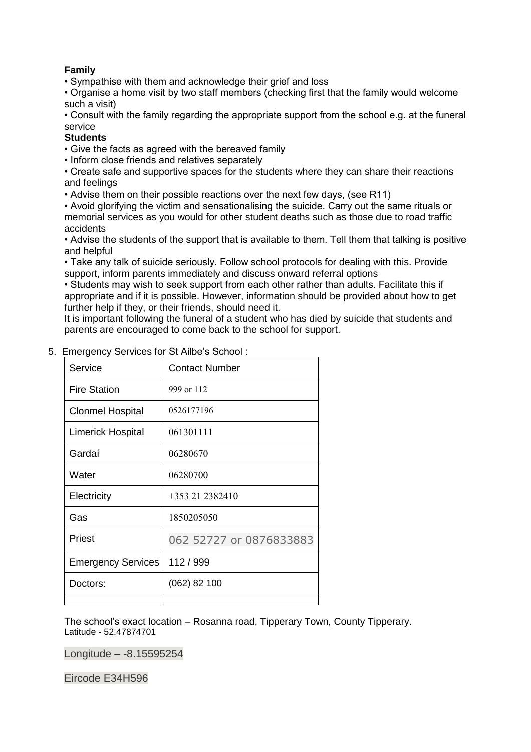**Family**

- Sympathise with them and acknowledge their grief and loss
- Organise a home visit by two staff members (checking first that the family would welcome such a visit)
- Consult with the family regarding the appropriate support from the school e.g. at the funeral service

**Students**

- Give the facts as agreed with the bereaved family
- Inform close friends and relatives separately
- Create safe and supportive spaces for the students where they can share their reactions and feelings
- Advise them on their possible reactions over the next few days, (see R11)
- Avoid glorifying the victim and sensationalising the suicide. Carry out the same rituals or memorial services as you would for other student deaths such as those due to road traffic accidents
- Advise the students of the support that is available to them. Tell them that talking is positive and helpful
- Take any talk of suicide seriously. Follow school protocols for dealing with this. Provide support, inform parents immediately and discuss onward referral options
- Students may wish to seek support from each other rather than adults. Facilitate this if appropriate and if it is possible. However, information should be provided about how to get further help if they, or their friends, should need it.

It is important following the funeral of a student who has died by suicide that students and parents are encouraged to come back to the school for support.

5. Emergency Services for St Ailbe's School :

| Service | Contact Number |
|---|---|
| Fire Station | 999 or 112 |
| Clonmel Hospital | 0526177196 |
| Limerick Hospital | 061301111 |
| Gardaí | 06280670 |
| Water | 06280700 |
| Electricity | +353 21 2382410 |
| Gas | 1850205050 |
| Priest | 062 52727 or 0876833883 |
| Emergency Services | 112 / 999 |
| Doctors: | (062) 82 100 |
| | |

The school's exact location – Rosanna road, Tipperary Town, County Tipperary.
Latitude - 52.47874701

Longitude – -8.15595254

Eircode E34H596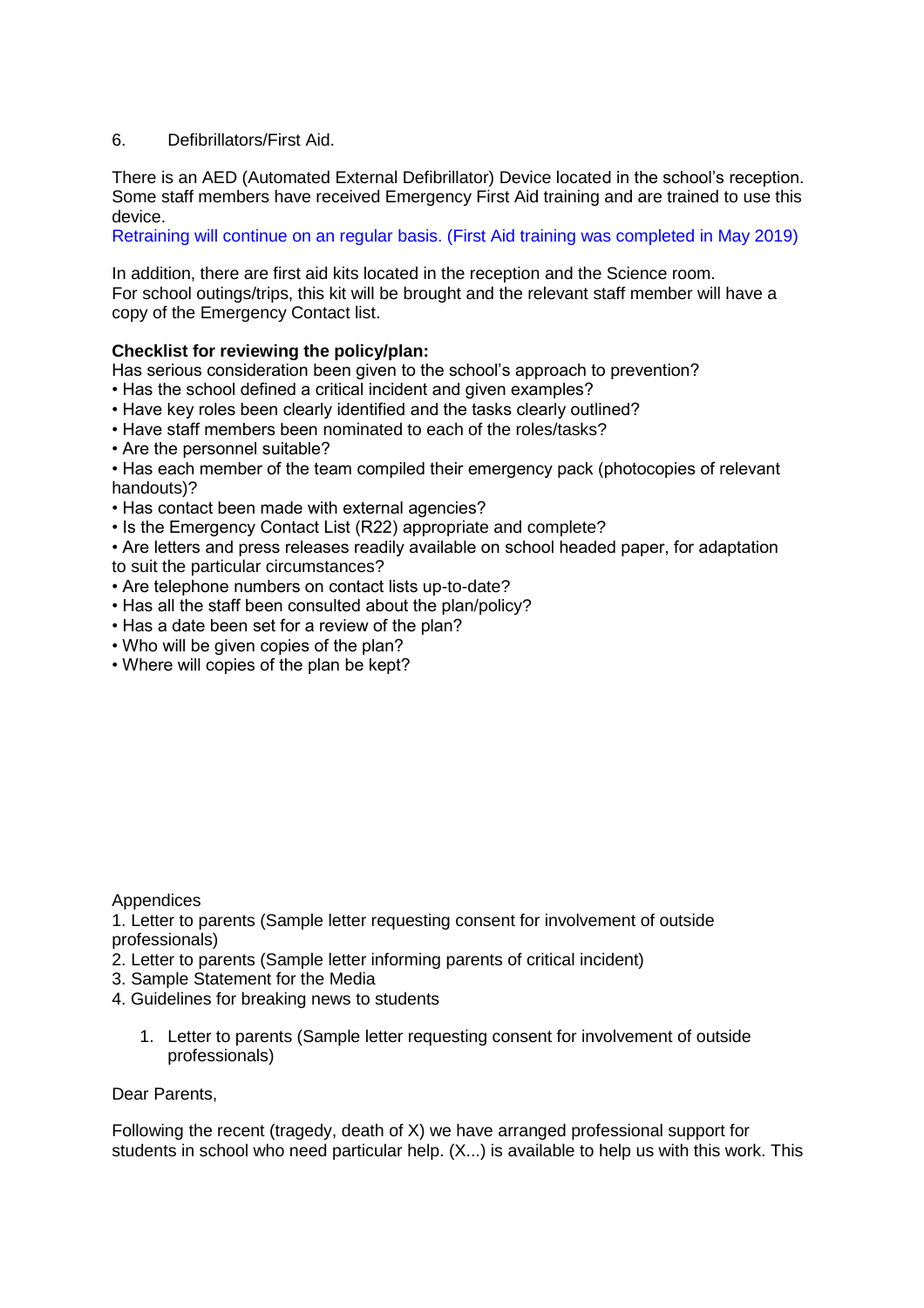6. Defibrillators/First Aid.

There is an AED (Automated External Defibrillator) Device located in the school's reception. Some staff members have received Emergency First Aid training and are trained to use this device.
Retraining will continue on an regular basis. (First Aid training was completed in May 2019)

In addition, there are first aid kits located in the reception and the Science room.
For school outings/trips, this kit will be brought and the relevant staff member will have a copy of the Emergency Contact list.

**Checklist for reviewing the policy/plan:**
Has serious consideration been given to the school's approach to prevention?

- Has the school defined a critical incident and given examples?
- Have key roles been clearly identified and the tasks clearly outlined?
- Have staff members been nominated to each of the roles/tasks?
- Are the personnel suitable?
- Has each member of the team compiled their emergency pack (photocopies of relevant handouts)?
- Has contact been made with external agencies?
- Is the Emergency Contact List (R22) appropriate and complete?
- Are letters and press releases readily available on school headed paper, for adaptation to suit the particular circumstances?
- Are telephone numbers on contact lists up-to-date?
- Has all the staff been consulted about the plan/policy?
- Has a date been set for a review of the plan?
- Who will be given copies of the plan?
- Where will copies of the plan be kept?

Appendices
1. Letter to parents (Sample letter requesting consent for involvement of outside professionals)
2. Letter to parents (Sample letter informing parents of critical incident)
3. Sample Statement for the Media
4. Guidelines for breaking news to students

1. Letter to parents (Sample letter requesting consent for involvement of outside professionals)

Dear Parents,

Following the recent (tragedy, death of X) we have arranged professional support for students in school who need particular help. (X...) is available to help us with this work. This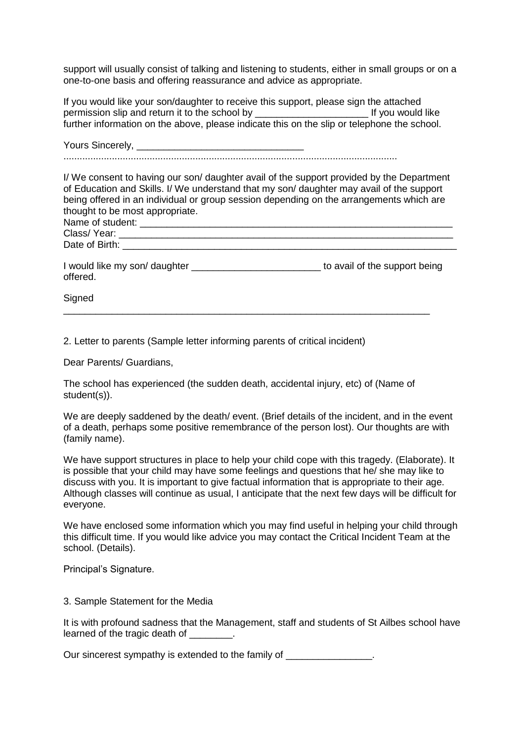support will usually consist of talking and listening to students, either in small groups or on a one-to-one basis and offering reassurance and advice as appropriate.

If you would like your son/daughter to receive this support, please sign the attached permission slip and return it to the school by ____________________ If you would like further information on the above, please indicate this on the slip or telephone the school.

Yours Sincerely, ______________________________

.............................................................................................................................

I/ We consent to having our son/ daughter avail of the support provided by the Department of Education and Skills. I/ We understand that my son/ daughter may avail of the support being offered in an individual or group session depending on the arrangements which are thought to be most appropriate.

Name of student: ___________________________________________________________

Class/ Year: _______________________________________________________________

Date of Birth: ______________________________________________________________

I would like my son/ daughter ________________________ to avail of the support being offered.

Signed

_____________________________________________________________________

2. Letter to parents (Sample letter informing parents of critical incident)

Dear Parents/ Guardians,

The school has experienced (the sudden death, accidental injury, etc) of (Name of student(s)).

We are deeply saddened by the death/ event. (Brief details of the incident, and in the event of a death, perhaps some positive remembrance of the person lost). Our thoughts are with (family name).

We have support structures in place to help your child cope with this tragedy. (Elaborate). It is possible that your child may have some feelings and questions that he/ she may like to discuss with you. It is important to give factual information that is appropriate to their age. Although classes will continue as usual, I anticipate that the next few days will be difficult for everyone.

We have enclosed some information which you may find useful in helping your child through this difficult time. If you would like advice you may contact the Critical Incident Team at the school. (Details).

Principal's Signature.

3. Sample Statement for the Media

It is with profound sadness that the Management, staff and students of St Ailbes school have learned of the tragic death of ________.

Our sincerest sympathy is extended to the family of ________________.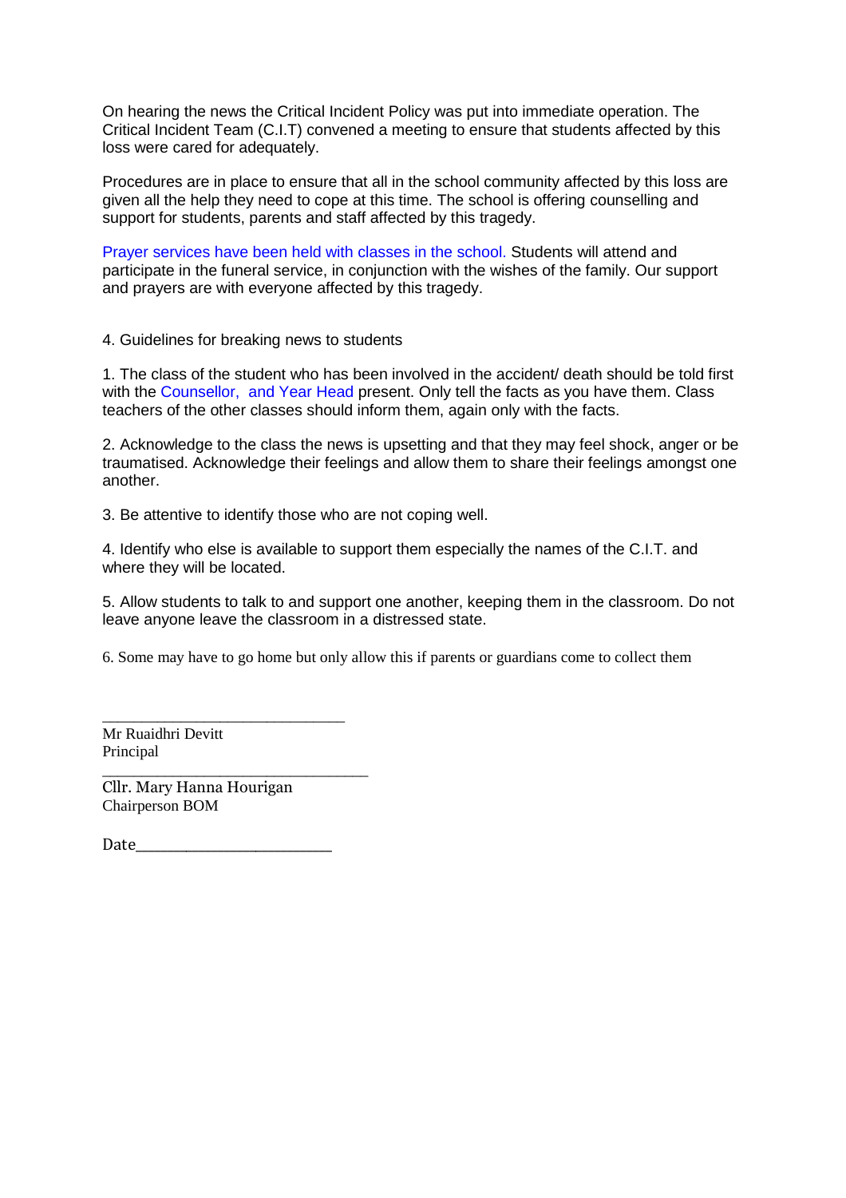On hearing the news the Critical Incident Policy was put into immediate operation. The Critical Incident Team (C.I.T) convened a meeting to ensure that students affected by this loss were cared for adequately.

Procedures are in place to ensure that all in the school community affected by this loss are given all the help they need to cope at this time. The school is offering counselling and support for students, parents and staff affected by this tragedy.

Prayer services have been held with classes in the school. Students will attend and participate in the funeral service, in conjunction with the wishes of the family. Our support and prayers are with everyone affected by this tragedy.

4. Guidelines for breaking news to students

1. The class of the student who has been involved in the accident/ death should be told first with the Counsellor, and Year Head present. Only tell the facts as you have them. Class teachers of the other classes should inform them, again only with the facts.

2. Acknowledge to the class the news is upsetting and that they may feel shock, anger or be traumatised. Acknowledge their feelings and allow them to share their feelings amongst one another.

3. Be attentive to identify those who are not coping well.

4. Identify who else is available to support them especially the names of the C.I.T. and where they will be located.

5. Allow students to talk to and support one another, keeping them in the classroom. Do not leave anyone leave the classroom in a distressed state.

6. Some may have to go home but only allow this if parents or guardians come to collect them

_______________________________

Mr Ruaidhri Devitt
Principal

__________________________________

Cllr. Mary Hanna Hourigan
Chairperson BOM

Date___________________________